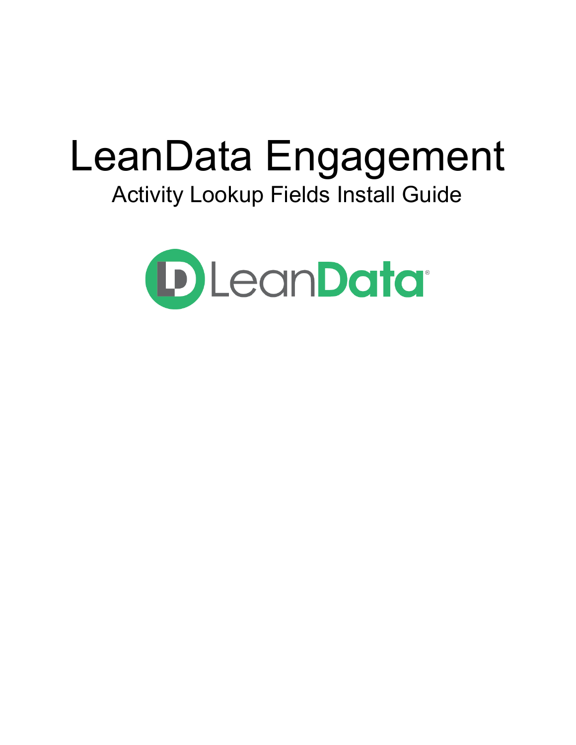# LeanData Engagement

## Activity Lookup Fields Install Guide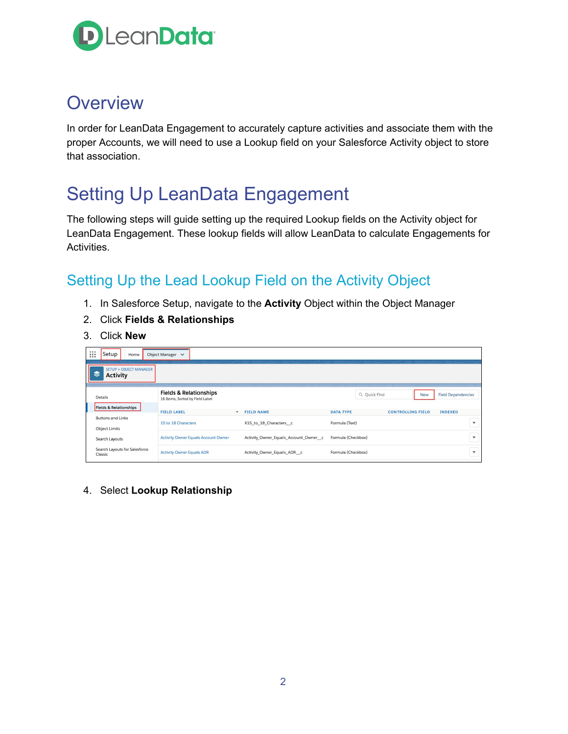# Overview

In order for LeanData Engagement to accurately capture activities and associate them with the proper Accounts, we will need to use a Lookup field on your Salesforce Activity object to store that association.

# Setting Up LeanData Engagement

The following steps will guide setting up the required Lookup fields on the Activity object for LeanData Engagement. These lookup fields will allow LeanData to calculate Engagements for Activities.

## Setting Up the Lead Lookup Field on the Activity Object

1. In Salesforce Setup, navigate to the **Activity** Object within the Object Manager
2. Click **Fields & Relationships**
3. Click **New**
4. Select **Lookup Relationship**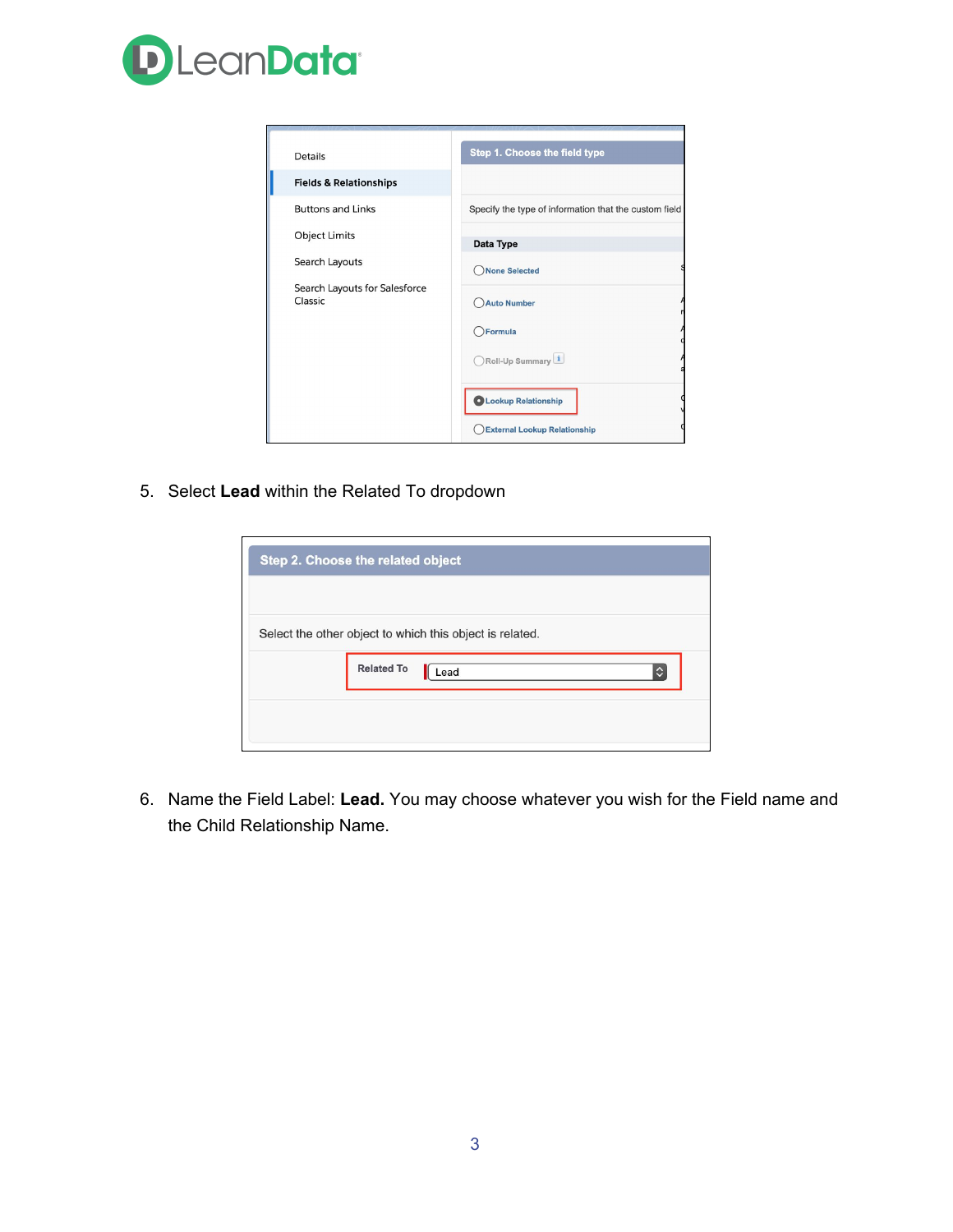5. Select **Lead** within the Related To dropdown

6. Name the Field Label: **Lead.** You may choose whatever you wish for the Field name and the Child Relationship Name.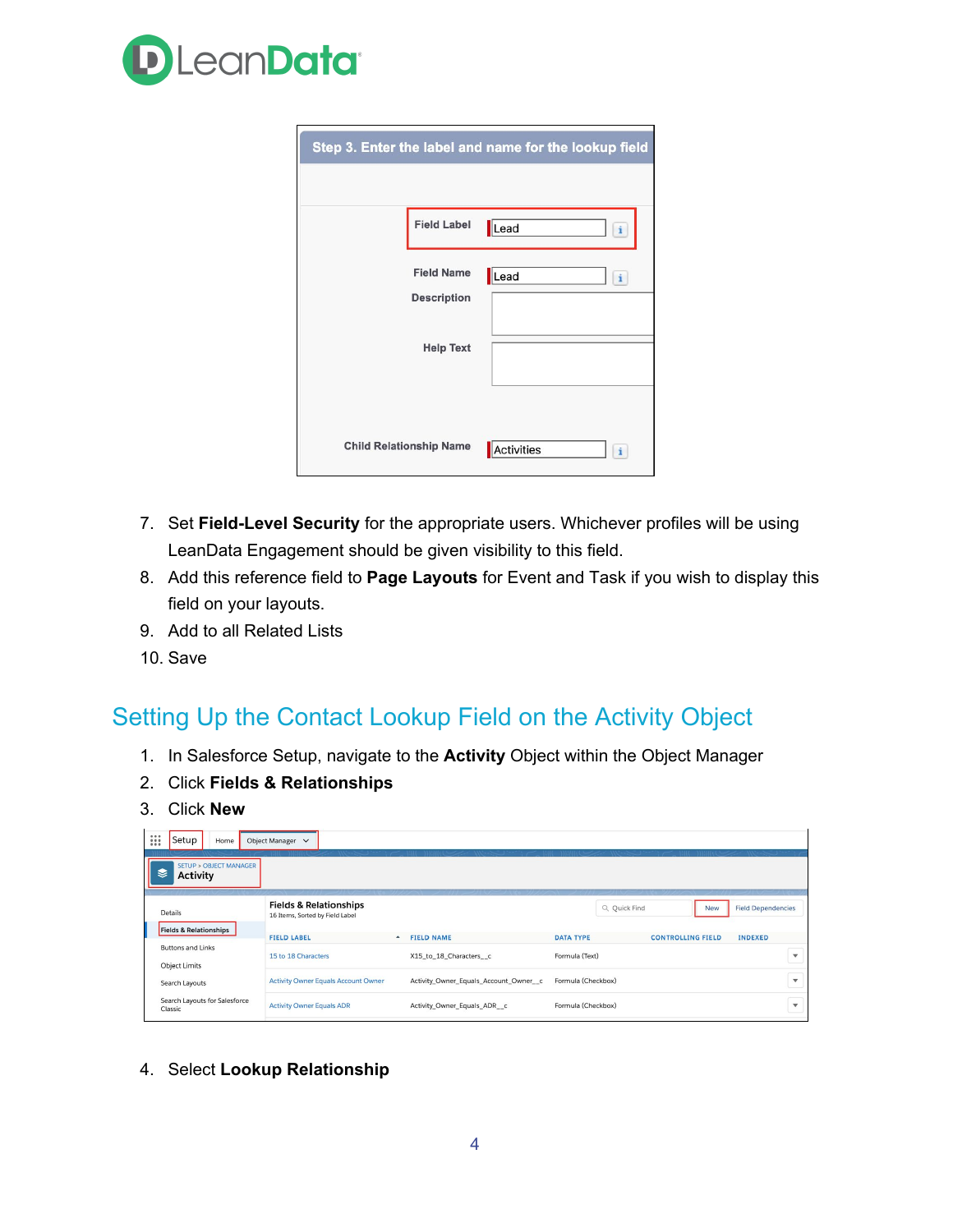7. Set **Field-Level Security** for the appropriate users. Whichever profiles will be using LeanData Engagement should be given visibility to this field.
8. Add this reference field to **Page Layouts** for Event and Task if you wish to display this field on your layouts.
9. Add to all Related Lists
10. Save

## Setting Up the Contact Lookup Field on the Activity Object

1. In Salesforce Setup, navigate to the **Activity** Object within the Object Manager
2. Click **Fields & Relationships**
3. Click **New**

4. Select **Lookup Relationship**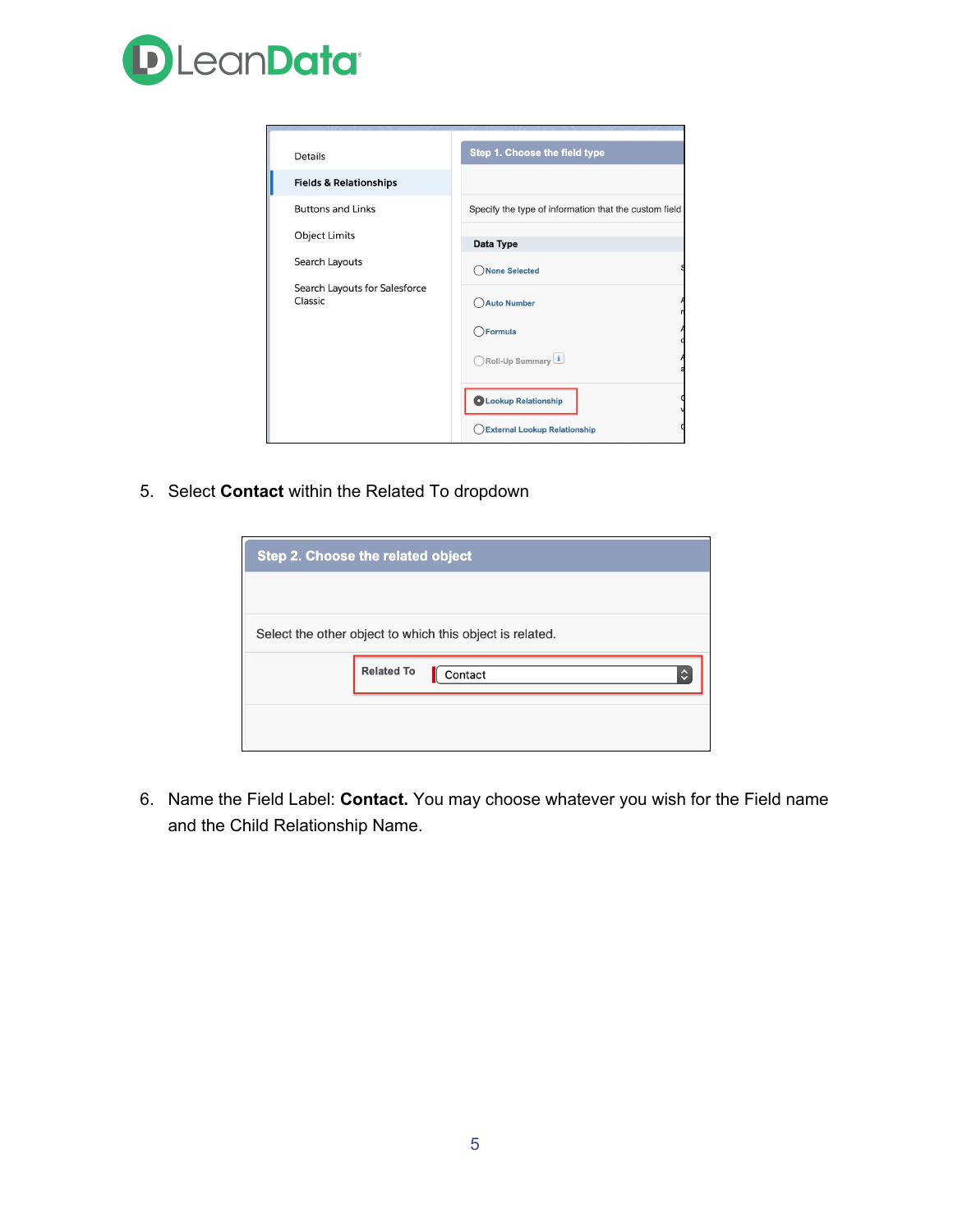5. Select **Contact** within the Related To dropdown

6. Name the Field Label: **Contact.** You may choose whatever you wish for the Field name and the Child Relationship Name.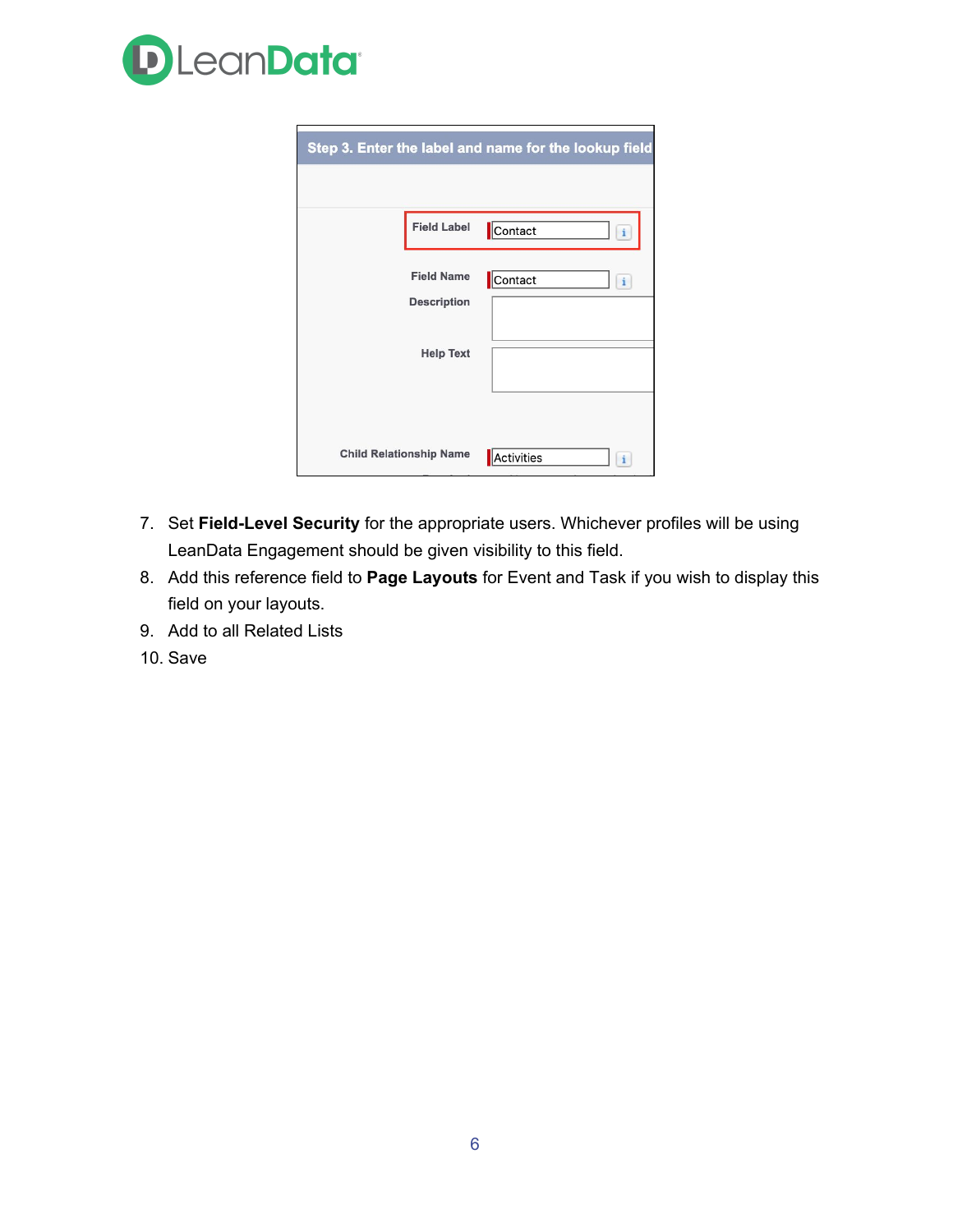Step 3. Enter the label and name for the lookup field

Field Label: Contact

Field Name: Contact

Description

Help Text

Child Relationship Name: Activities

7. Set **Field-Level Security** for the appropriate users. Whichever profiles will be using LeanData Engagement should be given visibility to this field.
8. Add this reference field to **Page Layouts** for Event and Task if you wish to display this field on your layouts.
9. Add to all Related Lists
10. Save